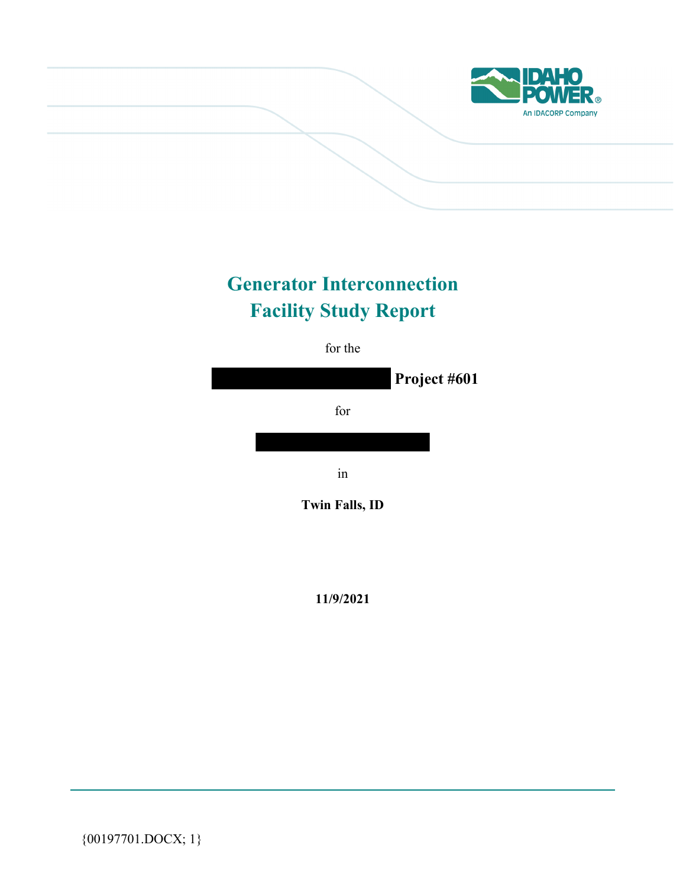# Generator Interconnection Facility Study Report

for the

Project #601

for

in

**Twin Falls, ID**

**11/9/2021**

{00197701.DOCX; 1}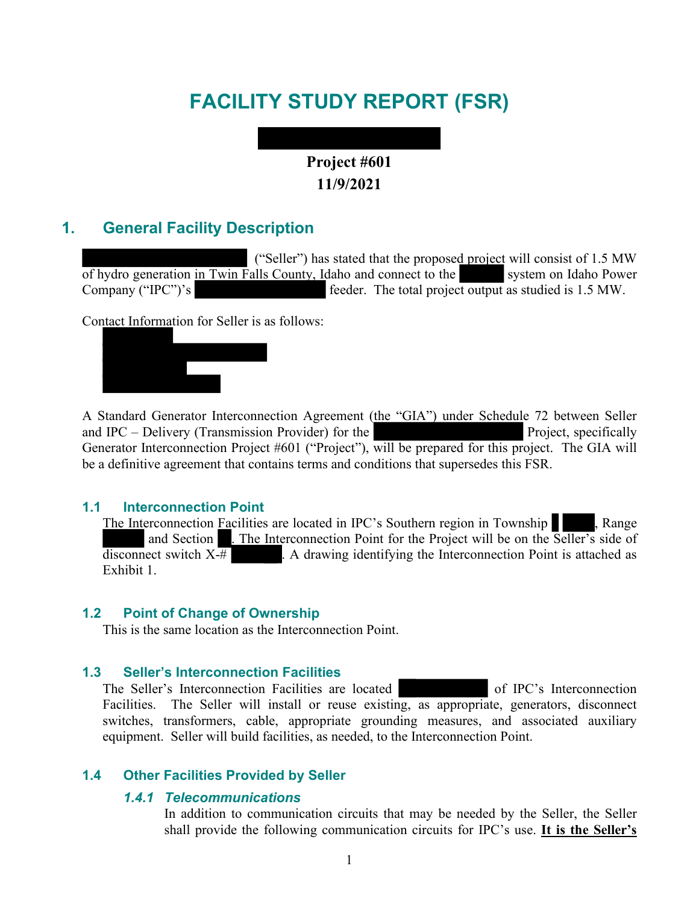# FACILITY STUDY REPORT (FSR)

**Project #601**
**11/9/2021**

## 1. General Facility Description

(“Seller”) has stated that the proposed project will consist of 1.5 MW of hydro generation in Twin Falls County, Idaho and connect to the system on Idaho Power Company (“IPC”)’s feeder. The total project output as studied is 1.5 MW.

Contact Information for Seller is as follows:

A Standard Generator Interconnection Agreement (the “GIA”) under Schedule 72 between Seller and IPC – Delivery (Transmission Provider) for the Project, specifically Generator Interconnection Project #601 (“Project”), will be prepared for this project. The GIA will be a definitive agreement that contains terms and conditions that supersedes this FSR.

### 1.1 Interconnection Point

The Interconnection Facilities are located in IPC’s Southern region in Township , Range and Section . The Interconnection Point for the Project will be on the Seller’s side of disconnect switch X-# . A drawing identifying the Interconnection Point is attached as Exhibit 1.

### 1.2 Point of Change of Ownership

This is the same location as the Interconnection Point.

### 1.3 Seller’s Interconnection Facilities

The Seller’s Interconnection Facilities are located of IPC’s Interconnection Facilities. The Seller will install or reuse existing, as appropriate, generators, disconnect switches, transformers, cable, appropriate grounding measures, and associated auxiliary equipment. Seller will build facilities, as needed, to the Interconnection Point.

### 1.4 Other Facilities Provided by Seller

#### *1.4.1 Telecommunications*

In addition to communication circuits that may be needed by the Seller, the Seller shall provide the following communication circuits for IPC’s use. **It is the Seller’s**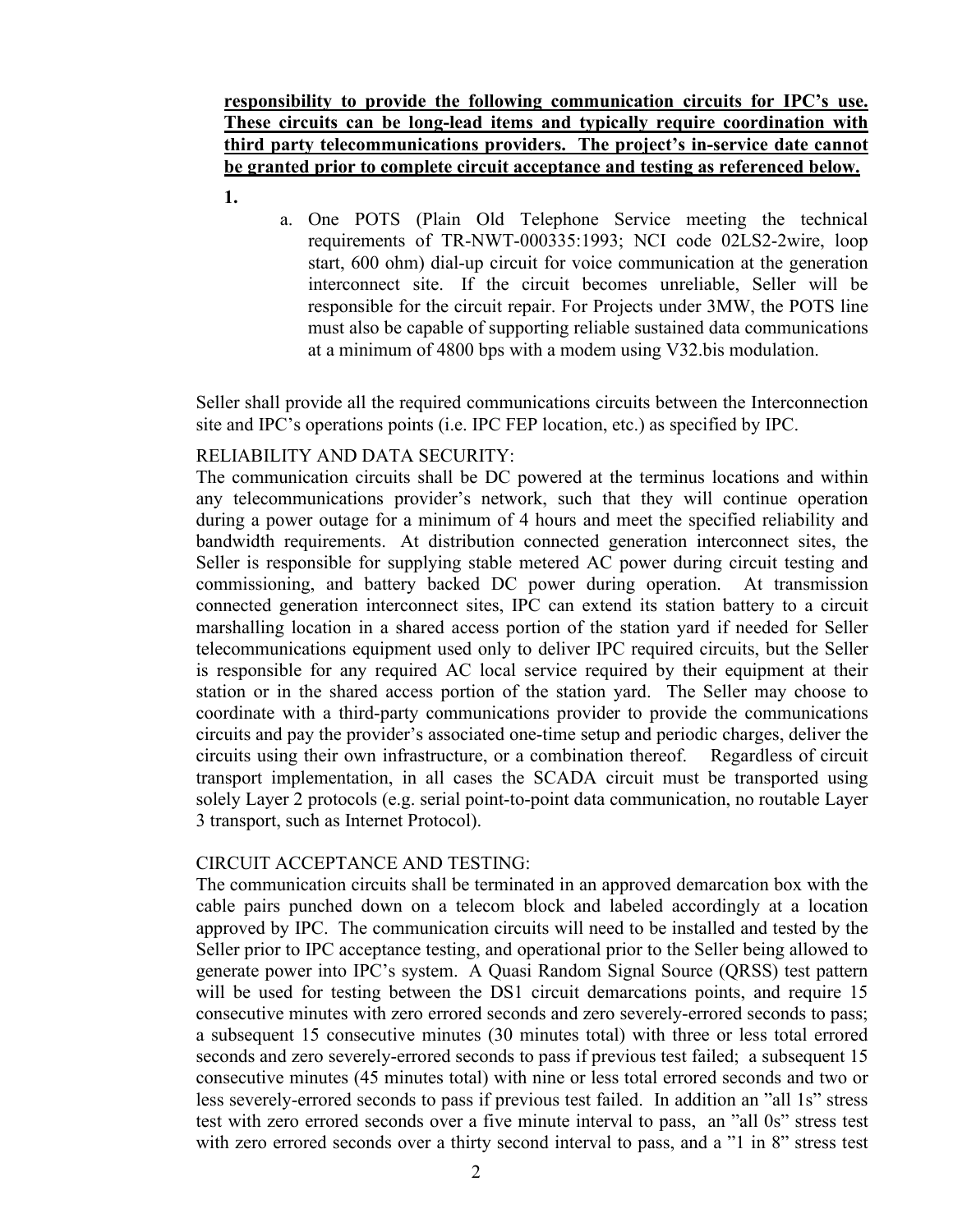**<u>responsibility to provide the following communication circuits for IPC's use. These circuits can be long-lead items and typically require coordination with third party telecommunications providers. The project's in-service date cannot be granted prior to complete circuit acceptance and testing as referenced below.</u>**

**1.**

a. One POTS (Plain Old Telephone Service meeting the technical requirements of TR-NWT-000335:1993; NCI code 02LS2-2wire, loop start, 600 ohm) dial-up circuit for voice communication at the generation interconnect site. If the circuit becomes unreliable, Seller will be responsible for the circuit repair. For Projects under 3MW, the POTS line must also be capable of supporting reliable sustained data communications at a minimum of 4800 bps with a modem using V32.bis modulation.

Seller shall provide all the required communications circuits between the Interconnection site and IPC's operations points (i.e. IPC FEP location, etc.) as specified by IPC.

RELIABILITY AND DATA SECURITY:

The communication circuits shall be DC powered at the terminus locations and within any telecommunications provider's network, such that they will continue operation during a power outage for a minimum of 4 hours and meet the specified reliability and bandwidth requirements. At distribution connected generation interconnect sites, the Seller is responsible for supplying stable metered AC power during circuit testing and commissioning, and battery backed DC power during operation. At transmission connected generation interconnect sites, IPC can extend its station battery to a circuit marshalling location in a shared access portion of the station yard if needed for Seller telecommunications equipment used only to deliver IPC required circuits, but the Seller is responsible for any required AC local service required by their equipment at their station or in the shared access portion of the station yard. The Seller may choose to coordinate with a third-party communications provider to provide the communications circuits and pay the provider's associated one-time setup and periodic charges, deliver the circuits using their own infrastructure, or a combination thereof. Regardless of circuit transport implementation, in all cases the SCADA circuit must be transported using solely Layer 2 protocols (e.g. serial point-to-point data communication, no routable Layer 3 transport, such as Internet Protocol).

CIRCUIT ACCEPTANCE AND TESTING:

The communication circuits shall be terminated in an approved demarcation box with the cable pairs punched down on a telecom block and labeled accordingly at a location approved by IPC. The communication circuits will need to be installed and tested by the Seller prior to IPC acceptance testing, and operational prior to the Seller being allowed to generate power into IPC's system. A Quasi Random Signal Source (QRSS) test pattern will be used for testing between the DS1 circuit demarcations points, and require 15 consecutive minutes with zero errored seconds and zero severely-errored seconds to pass; a subsequent 15 consecutive minutes (30 minutes total) with three or less total errored seconds and zero severely-errored seconds to pass if previous test failed; a subsequent 15 consecutive minutes (45 minutes total) with nine or less total errored seconds and two or less severely-errored seconds to pass if previous test failed. In addition an "all 1s" stress test with zero errored seconds over a five minute interval to pass, an "all 0s" stress test with zero errored seconds over a thirty second interval to pass, and a "1 in 8" stress test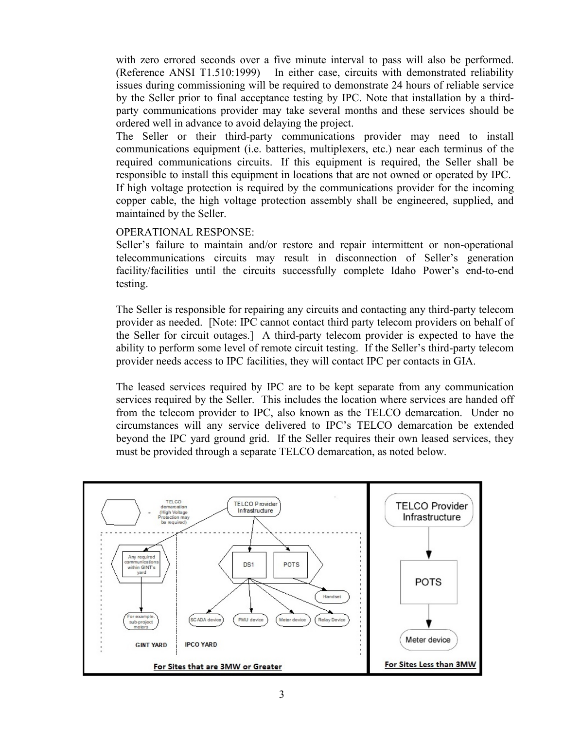with zero errored seconds over a five minute interval to pass will also be performed. (Reference ANSI T1.510:1999) In either case, circuits with demonstrated reliability issues during commissioning will be required to demonstrate 24 hours of reliable service by the Seller prior to final acceptance testing by IPC. Note that installation by a third-party communications provider may take several months and these services should be ordered well in advance to avoid delaying the project.

The Seller or their third-party communications provider may need to install communications equipment (i.e. batteries, multiplexers, etc.) near each terminus of the required communications circuits. If this equipment is required, the Seller shall be responsible to install this equipment in locations that are not owned or operated by IPC.

If high voltage protection is required by the communications provider for the incoming copper cable, the high voltage protection assembly shall be engineered, supplied, and maintained by the Seller.

OPERATIONAL RESPONSE:

Seller's failure to maintain and/or restore and repair intermittent or non-operational telecommunications circuits may result in disconnection of Seller's generation facility/facilities until the circuits successfully complete Idaho Power's end-to-end testing.

The Seller is responsible for repairing any circuits and contacting any third-party telecom provider as needed. [Note: IPC cannot contact third party telecom providers on behalf of the Seller for circuit outages.] A third-party telecom provider is expected to have the ability to perform some level of remote circuit testing. If the Seller's third-party telecom provider needs access to IPC facilities, they will contact IPC per contacts in GIA.

The leased services required by IPC are to be kept separate from any communication services required by the Seller. This includes the location where services are handed off from the telecom provider to IPC, also known as the TELCO demarcation. Under no circumstances will any service delivered to IPC's TELCO demarcation be extended beyond the IPC yard ground grid. If the Seller requires their own leased services, they must be provided through a separate TELCO demarcation, as noted below.

**For Sites that are 3MW or Greater** | **For Sites Less than 3MW**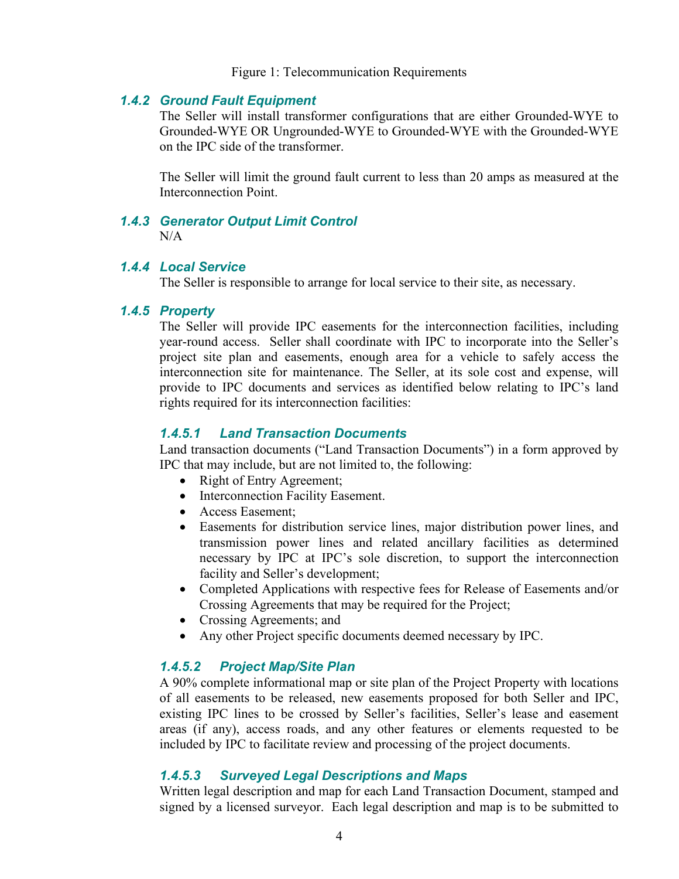Figure 1: Telecommunication Requirements

### *1.4.2 Ground Fault Equipment*

The Seller will install transformer configurations that are either Grounded-WYE to Grounded-WYE OR Ungrounded-WYE to Grounded-WYE with the Grounded-WYE on the IPC side of the transformer.

The Seller will limit the ground fault current to less than 20 amps as measured at the Interconnection Point.

### *1.4.3 Generator Output Limit Control*

N/A

### *1.4.4 Local Service*

The Seller is responsible to arrange for local service to their site, as necessary.

### *1.4.5 Property*

The Seller will provide IPC easements for the interconnection facilities, including year-round access. Seller shall coordinate with IPC to incorporate into the Seller's project site plan and easements, enough area for a vehicle to safely access the interconnection site for maintenance. The Seller, at its sole cost and expense, will provide to IPC documents and services as identified below relating to IPC's land rights required for its interconnection facilities:

#### *1.4.5.1 Land Transaction Documents*

Land transaction documents ("Land Transaction Documents") in a form approved by IPC that may include, but are not limited to, the following:

- Right of Entry Agreement;
- Interconnection Facility Easement.
- Access Easement;
- Easements for distribution service lines, major distribution power lines, and transmission power lines and related ancillary facilities as determined necessary by IPC at IPC's sole discretion, to support the interconnection facility and Seller's development;
- Completed Applications with respective fees for Release of Easements and/or Crossing Agreements that may be required for the Project;
- Crossing Agreements; and
- Any other Project specific documents deemed necessary by IPC.

#### *1.4.5.2 Project Map/Site Plan*

A 90% complete informational map or site plan of the Project Property with locations of all easements to be released, new easements proposed for both Seller and IPC, existing IPC lines to be crossed by Seller's facilities, Seller's lease and easement areas (if any), access roads, and any other features or elements requested to be included by IPC to facilitate review and processing of the project documents.

#### *1.4.5.3 Surveyed Legal Descriptions and Maps*

Written legal description and map for each Land Transaction Document, stamped and signed by a licensed surveyor. Each legal description and map is to be submitted to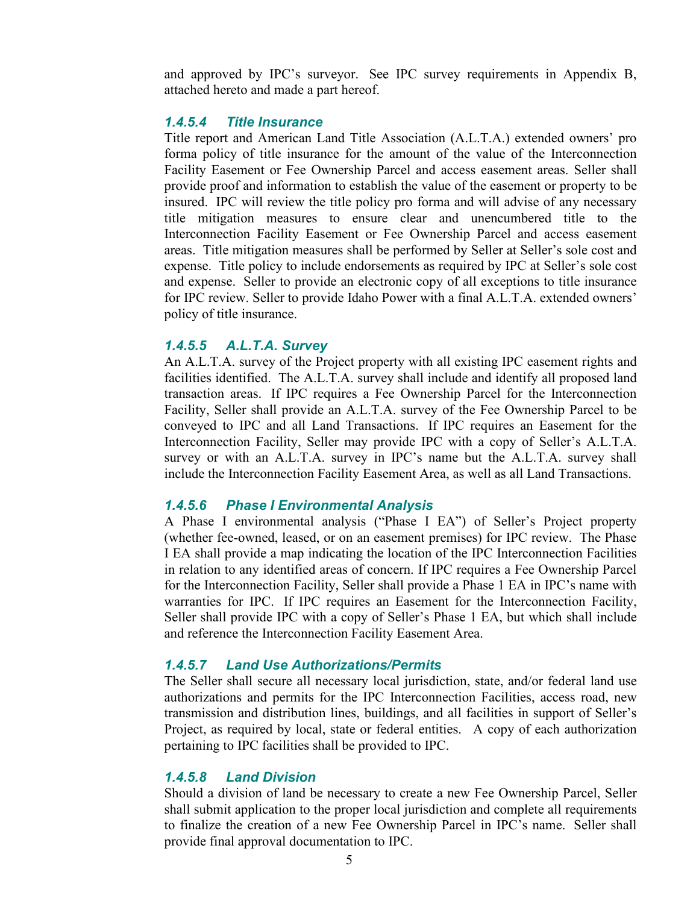and approved by IPC's surveyor. See IPC survey requirements in Appendix B, attached hereto and made a part hereof.

#### *1.4.5.4 Title Insurance*

Title report and American Land Title Association (A.L.T.A.) extended owners' pro forma policy of title insurance for the amount of the value of the Interconnection Facility Easement or Fee Ownership Parcel and access easement areas. Seller shall provide proof and information to establish the value of the easement or property to be insured. IPC will review the title policy pro forma and will advise of any necessary title mitigation measures to ensure clear and unencumbered title to the Interconnection Facility Easement or Fee Ownership Parcel and access easement areas. Title mitigation measures shall be performed by Seller at Seller's sole cost and expense. Title policy to include endorsements as required by IPC at Seller's sole cost and expense. Seller to provide an electronic copy of all exceptions to title insurance for IPC review. Seller to provide Idaho Power with a final A.L.T.A. extended owners' policy of title insurance.

#### *1.4.5.5 A.L.T.A. Survey*

An A.L.T.A. survey of the Project property with all existing IPC easement rights and facilities identified. The A.L.T.A. survey shall include and identify all proposed land transaction areas. If IPC requires a Fee Ownership Parcel for the Interconnection Facility, Seller shall provide an A.L.T.A. survey of the Fee Ownership Parcel to be conveyed to IPC and all Land Transactions. If IPC requires an Easement for the Interconnection Facility, Seller may provide IPC with a copy of Seller's A.L.T.A. survey or with an A.L.T.A. survey in IPC's name but the A.L.T.A. survey shall include the Interconnection Facility Easement Area, as well as all Land Transactions.

#### *1.4.5.6 Phase I Environmental Analysis*

A Phase I environmental analysis ("Phase I EA") of Seller's Project property (whether fee-owned, leased, or on an easement premises) for IPC review. The Phase I EA shall provide a map indicating the location of the IPC Interconnection Facilities in relation to any identified areas of concern. If IPC requires a Fee Ownership Parcel for the Interconnection Facility, Seller shall provide a Phase 1 EA in IPC's name with warranties for IPC. If IPC requires an Easement for the Interconnection Facility, Seller shall provide IPC with a copy of Seller's Phase 1 EA, but which shall include and reference the Interconnection Facility Easement Area.

#### *1.4.5.7 Land Use Authorizations/Permits*

The Seller shall secure all necessary local jurisdiction, state, and/or federal land use authorizations and permits for the IPC Interconnection Facilities, access road, new transmission and distribution lines, buildings, and all facilities in support of Seller's Project, as required by local, state or federal entities. A copy of each authorization pertaining to IPC facilities shall be provided to IPC.

#### *1.4.5.8 Land Division*

Should a division of land be necessary to create a new Fee Ownership Parcel, Seller shall submit application to the proper local jurisdiction and complete all requirements to finalize the creation of a new Fee Ownership Parcel in IPC's name. Seller shall provide final approval documentation to IPC.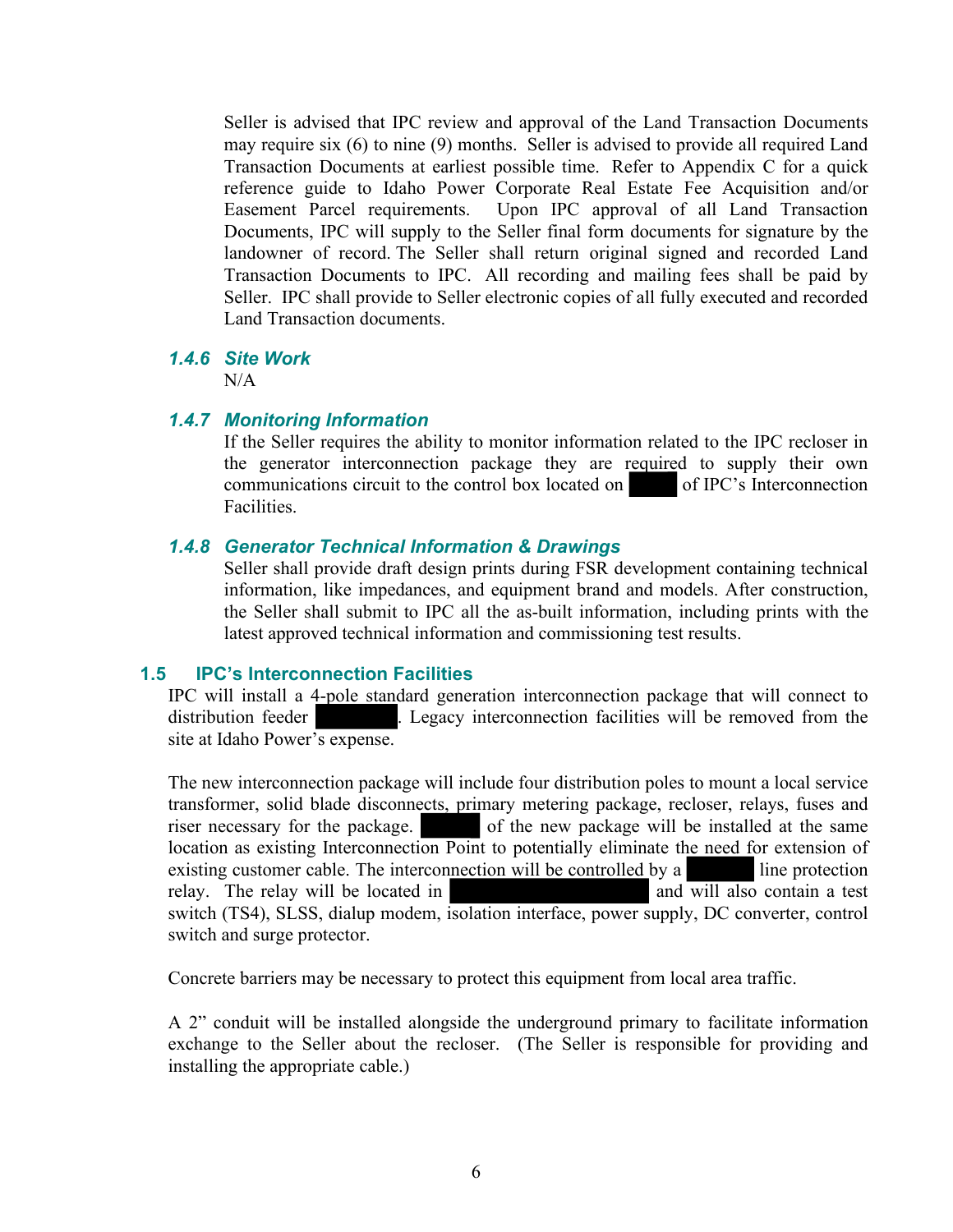Seller is advised that IPC review and approval of the Land Transaction Documents may require six (6) to nine (9) months. Seller is advised to provide all required Land Transaction Documents at earliest possible time. Refer to Appendix C for a quick reference guide to Idaho Power Corporate Real Estate Fee Acquisition and/or Easement Parcel requirements. Upon IPC approval of all Land Transaction Documents, IPC will supply to the Seller final form documents for signature by the landowner of record. The Seller shall return original signed and recorded Land Transaction Documents to IPC. All recording and mailing fees shall be paid by Seller. IPC shall provide to Seller electronic copies of all fully executed and recorded Land Transaction documents.

### *1.4.6 Site Work*

N/A

### *1.4.7 Monitoring Information*

If the Seller requires the ability to monitor information related to the IPC recloser in the generator interconnection package they are required to supply their own communications circuit to the control box located on ████ of IPC's Interconnection Facilities.

### *1.4.8 Generator Technical Information & Drawings*

Seller shall provide draft design prints during FSR development containing technical information, like impedances, and equipment brand and models. After construction, the Seller shall submit to IPC all the as-built information, including prints with the latest approved technical information and commissioning test results.

## 1.5 IPC's Interconnection Facilities

IPC will install a 4-pole standard generation interconnection package that will connect to distribution feeder ████████. Legacy interconnection facilities will be removed from the site at Idaho Power's expense.

The new interconnection package will include four distribution poles to mount a local service transformer, solid blade disconnects, primary metering package, recloser, relays, fuses and riser necessary for the package. ██████ of the new package will be installed at the same location as existing Interconnection Point to potentially eliminate the need for extension of existing customer cable. The interconnection will be controlled by a ███████ line protection relay. The relay will be located in ████████████████████ and will also contain a test switch (TS4), SLSS, dialup modem, isolation interface, power supply, DC converter, control switch and surge protector.

Concrete barriers may be necessary to protect this equipment from local area traffic.

A 2" conduit will be installed alongside the underground primary to facilitate information exchange to the Seller about the recloser. (The Seller is responsible for providing and installing the appropriate cable.)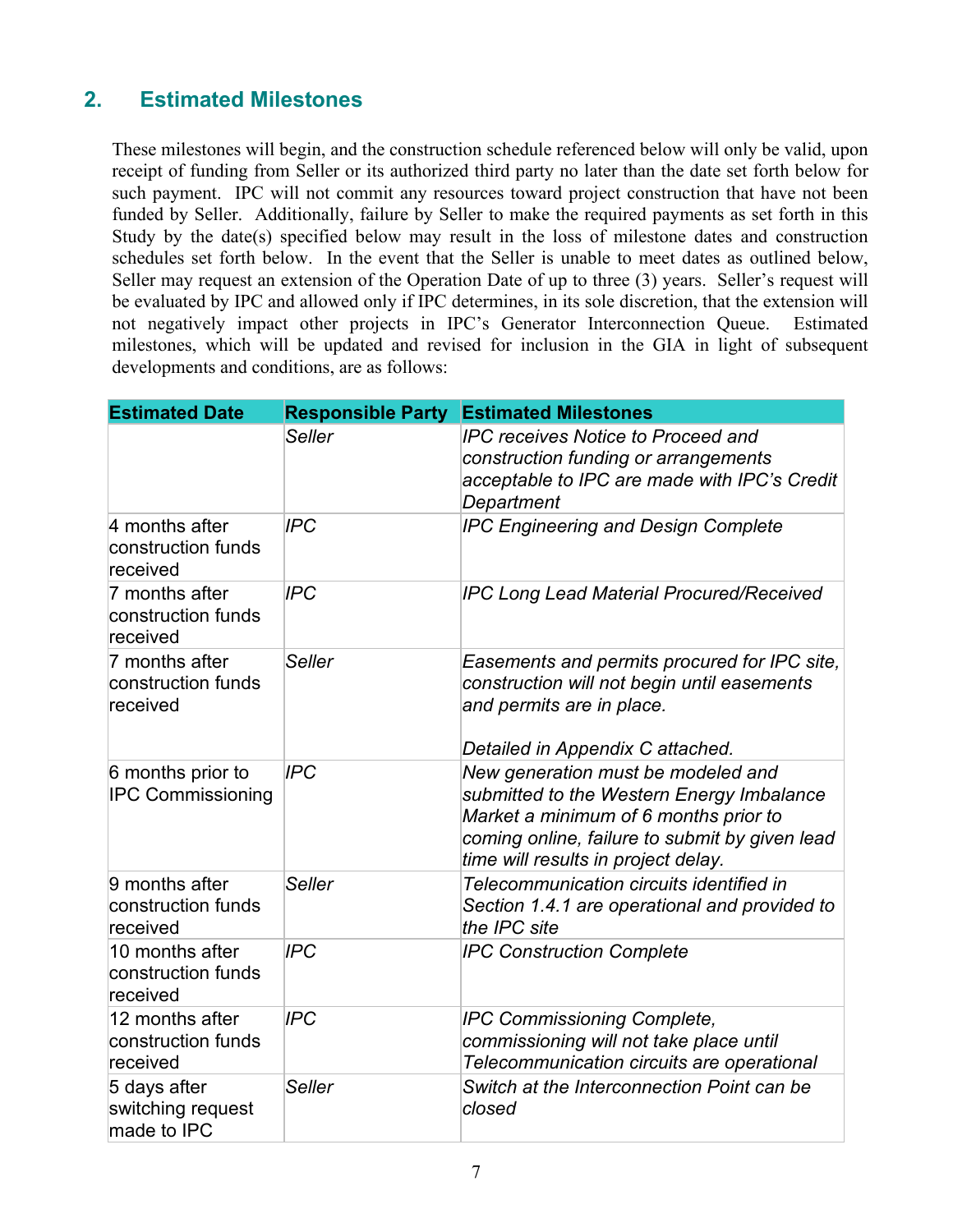## 2. Estimated Milestones

These milestones will begin, and the construction schedule referenced below will only be valid, upon receipt of funding from Seller or its authorized third party no later than the date set forth below for such payment. IPC will not commit any resources toward project construction that have not been funded by Seller. Additionally, failure by Seller to make the required payments as set forth in this Study by the date(s) specified below may result in the loss of milestone dates and construction schedules set forth below. In the event that the Seller is unable to meet dates as outlined below, Seller may request an extension of the Operation Date of up to three (3) years. Seller's request will be evaluated by IPC and allowed only if IPC determines, in its sole discretion, that the extension will not negatively impact other projects in IPC's Generator Interconnection Queue. Estimated milestones, which will be updated and revised for inclusion in the GIA in light of subsequent developments and conditions, are as follows:

| Estimated Date | Responsible Party | Estimated Milestones |
|---|---|---|
| | *Seller* | *IPC receives Notice to Proceed and construction funding or arrangements acceptable to IPC are made with IPC's Credit Department* |
| 4 months after construction funds received | *IPC* | *IPC Engineering and Design Complete* |
| 7 months after construction funds received | *IPC* | *IPC Long Lead Material Procured/Received* |
| 7 months after construction funds received | *Seller* | *Easements and permits procured for IPC site, construction will not begin until easements and permits are in place.*<br><br>*Detailed in Appendix C attached.* |
| 6 months prior to IPC Commissioning | *IPC* | *New generation must be modeled and submitted to the Western Energy Imbalance Market a minimum of 6 months prior to coming online, failure to submit by given lead time will results in project delay.* |
| 9 months after construction funds received | *Seller* | *Telecommunication circuits identified in Section 1.4.1 are operational and provided to the IPC site* |
| 10 months after construction funds received | *IPC* | *IPC Construction Complete* |
| 12 months after construction funds received | *IPC* | *IPC Commissioning Complete, commissioning will not take place until Telecommunication circuits are operational* |
| 5 days after switching request made to IPC | *Seller* | *Switch at the Interconnection Point can be closed* |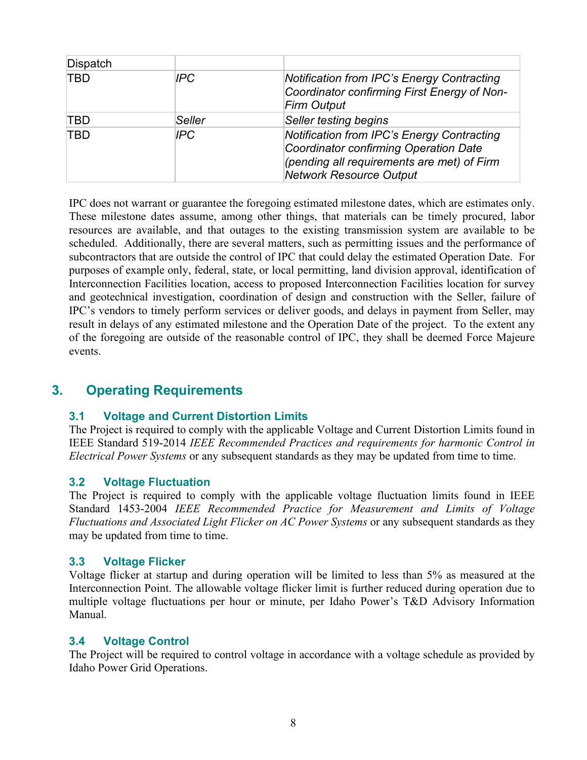| Dispatch | | |
|---|---|---|
| TBD | *IPC* | *Notification from IPC's Energy Contracting Coordinator confirming First Energy of Non-Firm Output* |
| TBD | *Seller* | *Seller testing begins* |
| TBD | *IPC* | *Notification from IPC's Energy Contracting Coordinator confirming Operation Date (pending all requirements are met) of Firm Network Resource Output* |

IPC does not warrant or guarantee the foregoing estimated milestone dates, which are estimates only. These milestone dates assume, among other things, that materials can be timely procured, labor resources are available, and that outages to the existing transmission system are available to be scheduled. Additionally, there are several matters, such as permitting issues and the performance of subcontractors that are outside the control of IPC that could delay the estimated Operation Date. For purposes of example only, federal, state, or local permitting, land division approval, identification of Interconnection Facilities location, access to proposed Interconnection Facilities location for survey and geotechnical investigation, coordination of design and construction with the Seller, failure of IPC's vendors to timely perform services or deliver goods, and delays in payment from Seller, may result in delays of any estimated milestone and the Operation Date of the project. To the extent any of the foregoing are outside of the reasonable control of IPC, they shall be deemed Force Majeure events.

## 3. Operating Requirements

### 3.1 Voltage and Current Distortion Limits

The Project is required to comply with the applicable Voltage and Current Distortion Limits found in IEEE Standard 519-2014 *IEEE Recommended Practices and requirements for harmonic Control in Electrical Power Systems* or any subsequent standards as they may be updated from time to time.

### 3.2 Voltage Fluctuation

The Project is required to comply with the applicable voltage fluctuation limits found in IEEE Standard 1453-2004 *IEEE Recommended Practice for Measurement and Limits of Voltage Fluctuations and Associated Light Flicker on AC Power Systems* or any subsequent standards as they may be updated from time to time.

### 3.3 Voltage Flicker

Voltage flicker at startup and during operation will be limited to less than 5% as measured at the Interconnection Point. The allowable voltage flicker limit is further reduced during operation due to multiple voltage fluctuations per hour or minute, per Idaho Power's T&D Advisory Information Manual.

### 3.4 Voltage Control

The Project will be required to control voltage in accordance with a voltage schedule as provided by Idaho Power Grid Operations.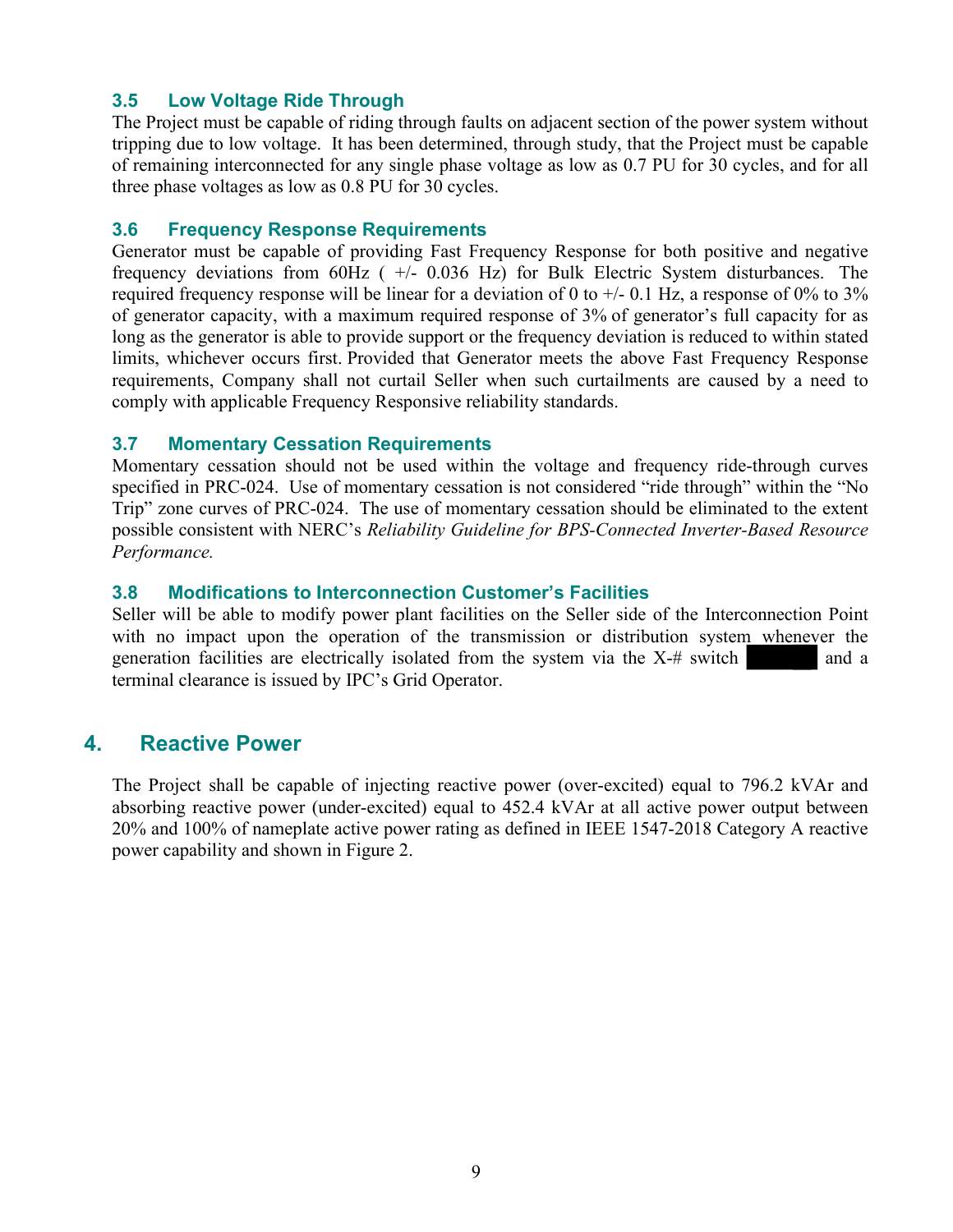### 3.5 Low Voltage Ride Through

The Project must be capable of riding through faults on adjacent section of the power system without tripping due to low voltage. It has been determined, through study, that the Project must be capable of remaining interconnected for any single phase voltage as low as 0.7 PU for 30 cycles, and for all three phase voltages as low as 0.8 PU for 30 cycles.

### 3.6 Frequency Response Requirements

Generator must be capable of providing Fast Frequency Response for both positive and negative frequency deviations from 60Hz ( +/- 0.036 Hz) for Bulk Electric System disturbances. The required frequency response will be linear for a deviation of 0 to +/- 0.1 Hz, a response of 0% to 3% of generator capacity, with a maximum required response of 3% of generator's full capacity for as long as the generator is able to provide support or the frequency deviation is reduced to within stated limits, whichever occurs first. Provided that Generator meets the above Fast Frequency Response requirements, Company shall not curtail Seller when such curtailments are caused by a need to comply with applicable Frequency Responsive reliability standards.

### 3.7 Momentary Cessation Requirements

Momentary cessation should not be used within the voltage and frequency ride-through curves specified in PRC-024. Use of momentary cessation is not considered "ride through" within the "No Trip" zone curves of PRC-024. The use of momentary cessation should be eliminated to the extent possible consistent with NERC's *Reliability Guideline for BPS-Connected Inverter-Based Resource Performance.*

### 3.8 Modifications to Interconnection Customer's Facilities

Seller will be able to modify power plant facilities on the Seller side of the Interconnection Point with no impact upon the operation of the transmission or distribution system whenever the generation facilities are electrically isolated from the system via the X-# switch ██████ and a terminal clearance is issued by IPC's Grid Operator.

## 4. Reactive Power

The Project shall be capable of injecting reactive power (over-excited) equal to 796.2 kVAr and absorbing reactive power (under-excited) equal to 452.4 kVAr at all active power output between 20% and 100% of nameplate active power rating as defined in IEEE 1547-2018 Category A reactive power capability and shown in Figure 2.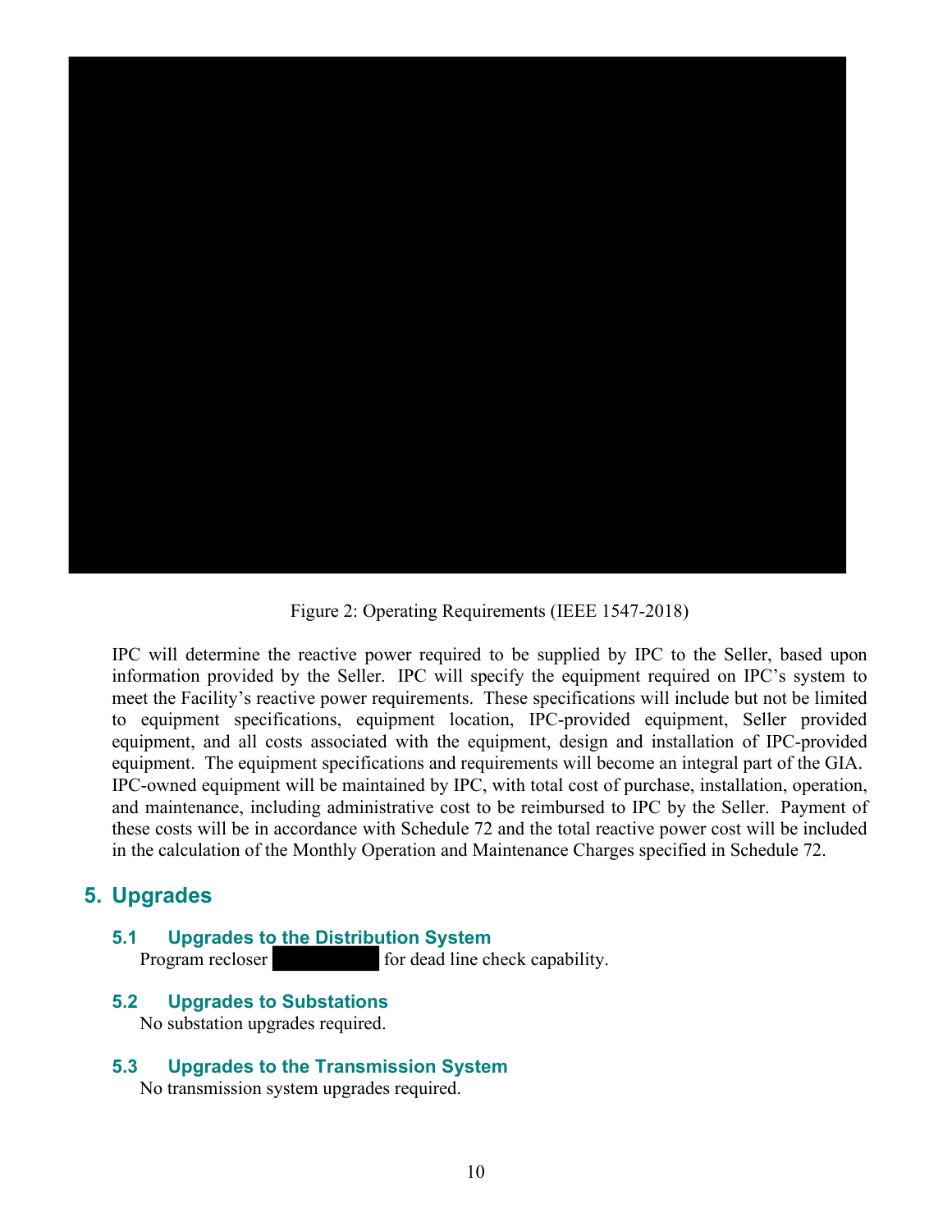Figure 2: Operating Requirements (IEEE 1547-2018)

IPC will determine the reactive power required to be supplied by IPC to the Seller, based upon information provided by the Seller. IPC will specify the equipment required on IPC's system to meet the Facility's reactive power requirements. These specifications will include but not be limited to equipment specifications, equipment location, IPC-provided equipment, Seller provided equipment, and all costs associated with the equipment, design and installation of IPC-provided equipment. The equipment specifications and requirements will become an integral part of the GIA. IPC-owned equipment will be maintained by IPC, with total cost of purchase, installation, operation, and maintenance, including administrative cost to be reimbursed to IPC by the Seller. Payment of these costs will be in accordance with Schedule 72 and the total reactive power cost will be included in the calculation of the Monthly Operation and Maintenance Charges specified in Schedule 72.

## 5. Upgrades

### 5.1 Upgrades to the Distribution System

Program recloser [REDACTED] for dead line check capability.

### 5.2 Upgrades to Substations

No substation upgrades required.

### 5.3 Upgrades to the Transmission System

No transmission system upgrades required.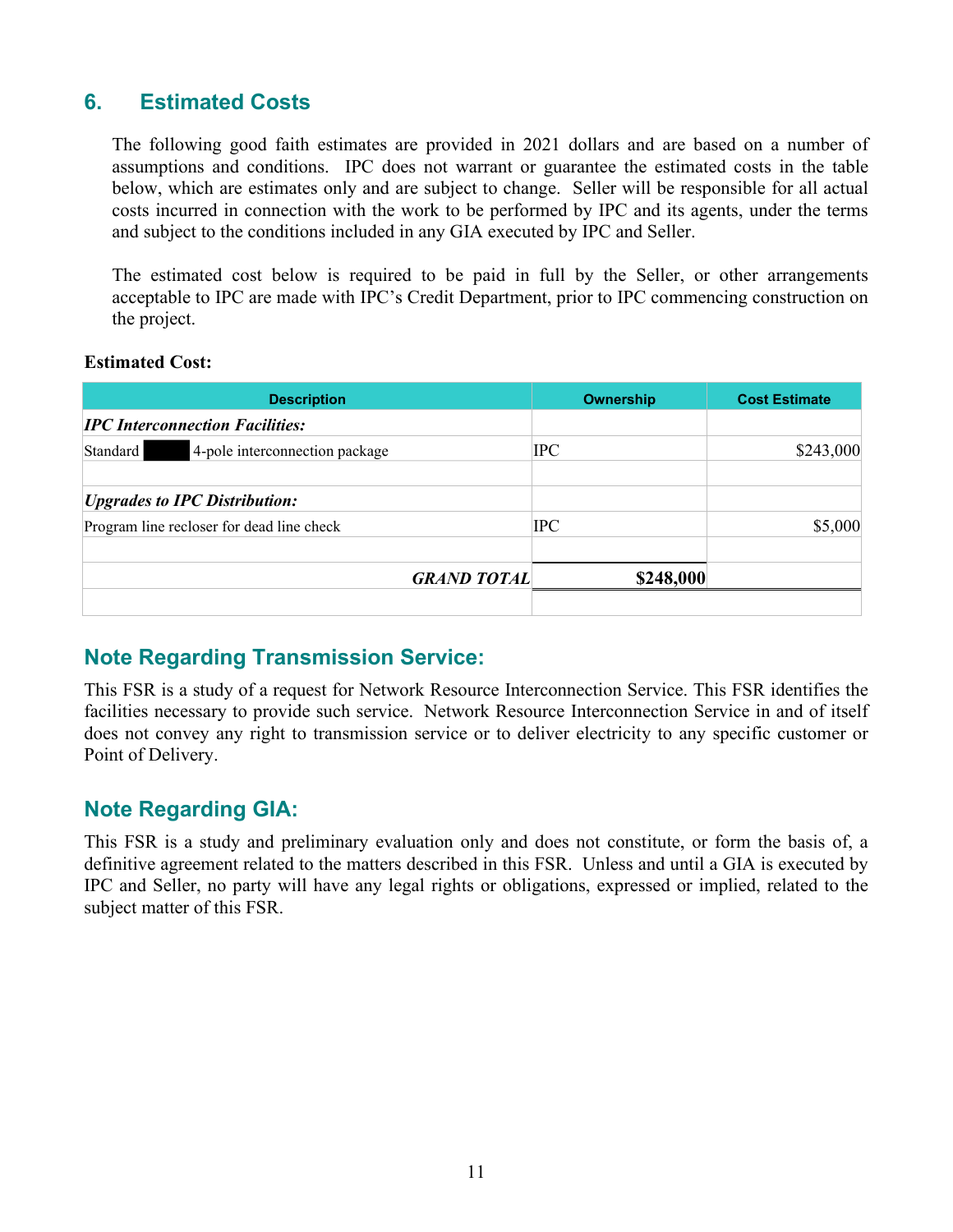## 6. Estimated Costs

The following good faith estimates are provided in 2021 dollars and are based on a number of assumptions and conditions. IPC does not warrant or guarantee the estimated costs in the table below, which are estimates only and are subject to change. Seller will be responsible for all actual costs incurred in connection with the work to be performed by IPC and its agents, under the terms and subject to the conditions included in any GIA executed by IPC and Seller.

The estimated cost below is required to be paid in full by the Seller, or other arrangements acceptable to IPC are made with IPC's Credit Department, prior to IPC commencing construction on the project.

**Estimated Cost:**

| Description | Ownership | Cost Estimate |
|---|---|---|
| ***IPC Interconnection Facilities:*** | | |
| Standard ███ 4-pole interconnection package | IPC | $243,000 |
| | | |
| ***Upgrades to IPC Distribution:*** | | |
| Program line recloser for dead line check | IPC | $5,000 |
| | | |
| ***GRAND TOTAL*** | **$248,000** | |
| | | |

## Note Regarding Transmission Service:

This FSR is a study of a request for Network Resource Interconnection Service. This FSR identifies the facilities necessary to provide such service. Network Resource Interconnection Service in and of itself does not convey any right to transmission service or to deliver electricity to any specific customer or Point of Delivery.

## Note Regarding GIA:

This FSR is a study and preliminary evaluation only and does not constitute, or form the basis of, a definitive agreement related to the matters described in this FSR. Unless and until a GIA is executed by IPC and Seller, no party will have any legal rights or obligations, expressed or implied, related to the subject matter of this FSR.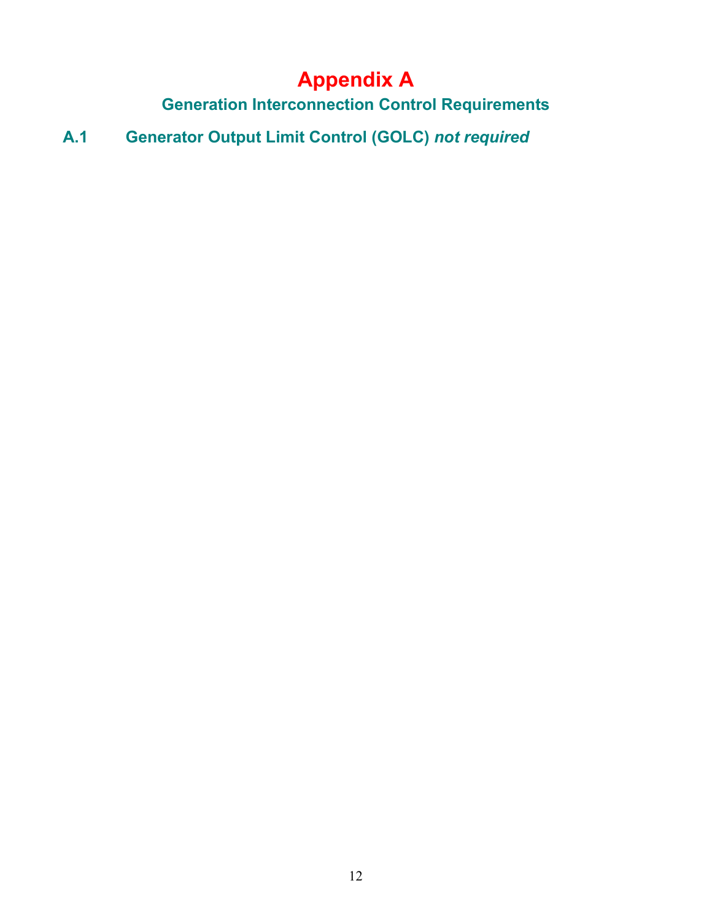# Appendix A

## Generation Interconnection Control Requirements

### A.1 Generator Output Limit Control (GOLC) *not required*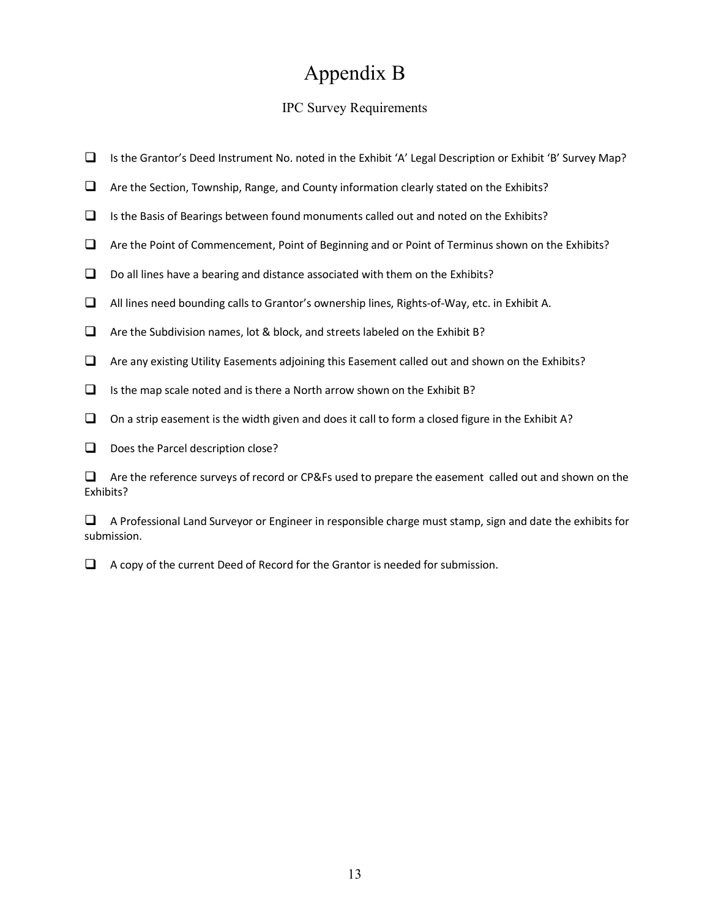# Appendix B

## IPC Survey Requirements

- ❑ Is the Grantor's Deed Instrument No. noted in the Exhibit 'A' Legal Description or Exhibit 'B' Survey Map?
- ❑ Are the Section, Township, Range, and County information clearly stated on the Exhibits?
- ❑ Is the Basis of Bearings between found monuments called out and noted on the Exhibits?
- ❑ Are the Point of Commencement, Point of Beginning and or Point of Terminus shown on the Exhibits?
- ❑ Do all lines have a bearing and distance associated with them on the Exhibits?
- ❑ All lines need bounding calls to Grantor's ownership lines, Rights-of-Way, etc. in Exhibit A.
- ❑ Are the Subdivision names, lot & block, and streets labeled on the Exhibit B?
- ❑ Are any existing Utility Easements adjoining this Easement called out and shown on the Exhibits?
- ❑ Is the map scale noted and is there a North arrow shown on the Exhibit B?
- ❑ On a strip easement is the width given and does it call to form a closed figure in the Exhibit A?
- ❑ Does the Parcel description close?
- ❑ Are the reference surveys of record or CP&Fs used to prepare the easement called out and shown on the Exhibits?
- ❑ A Professional Land Surveyor or Engineer in responsible charge must stamp, sign and date the exhibits for submission.
- ❑ A copy of the current Deed of Record for the Grantor is needed for submission.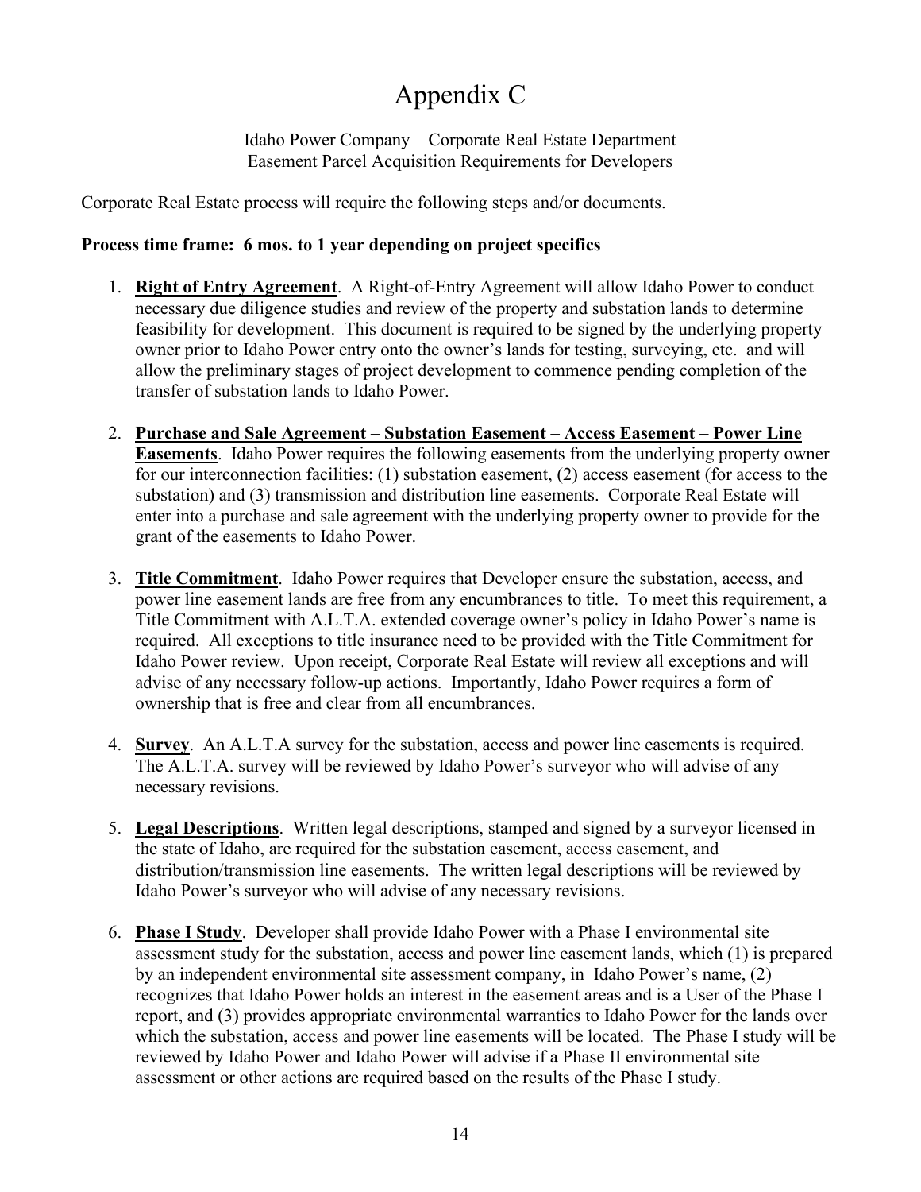# Appendix C

Idaho Power Company – Corporate Real Estate Department
Easement Parcel Acquisition Requirements for Developers

Corporate Real Estate process will require the following steps and/or documents.

**Process time frame: 6 mos. to 1 year depending on project specifics**

1. **Right of Entry Agreement**. A Right-of-Entry Agreement will allow Idaho Power to conduct necessary due diligence studies and review of the property and substation lands to determine feasibility for development. This document is required to be signed by the underlying property owner prior to Idaho Power entry onto the owner's lands for testing, surveying, etc. and will allow the preliminary stages of project development to commence pending completion of the transfer of substation lands to Idaho Power.

2. **Purchase and Sale Agreement – Substation Easement – Access Easement – Power Line Easements**. Idaho Power requires the following easements from the underlying property owner for our interconnection facilities: (1) substation easement, (2) access easement (for access to the substation) and (3) transmission and distribution line easements. Corporate Real Estate will enter into a purchase and sale agreement with the underlying property owner to provide for the grant of the easements to Idaho Power.

3. **Title Commitment**. Idaho Power requires that Developer ensure the substation, access, and power line easement lands are free from any encumbrances to title. To meet this requirement, a Title Commitment with A.L.T.A. extended coverage owner's policy in Idaho Power's name is required. All exceptions to title insurance need to be provided with the Title Commitment for Idaho Power review. Upon receipt, Corporate Real Estate will review all exceptions and will advise of any necessary follow-up actions. Importantly, Idaho Power requires a form of ownership that is free and clear from all encumbrances.

4. **Survey**. An A.L.T.A survey for the substation, access and power line easements is required. The A.L.T.A. survey will be reviewed by Idaho Power's surveyor who will advise of any necessary revisions.

5. **Legal Descriptions**. Written legal descriptions, stamped and signed by a surveyor licensed in the state of Idaho, are required for the substation easement, access easement, and distribution/transmission line easements. The written legal descriptions will be reviewed by Idaho Power's surveyor who will advise of any necessary revisions.

6. **Phase I Study**. Developer shall provide Idaho Power with a Phase I environmental site assessment study for the substation, access and power line easement lands, which (1) is prepared by an independent environmental site assessment company, in Idaho Power's name, (2) recognizes that Idaho Power holds an interest in the easement areas and is a User of the Phase I report, and (3) provides appropriate environmental warranties to Idaho Power for the lands over which the substation, access and power line easements will be located. The Phase I study will be reviewed by Idaho Power and Idaho Power will advise if a Phase II environmental site assessment or other actions are required based on the results of the Phase I study.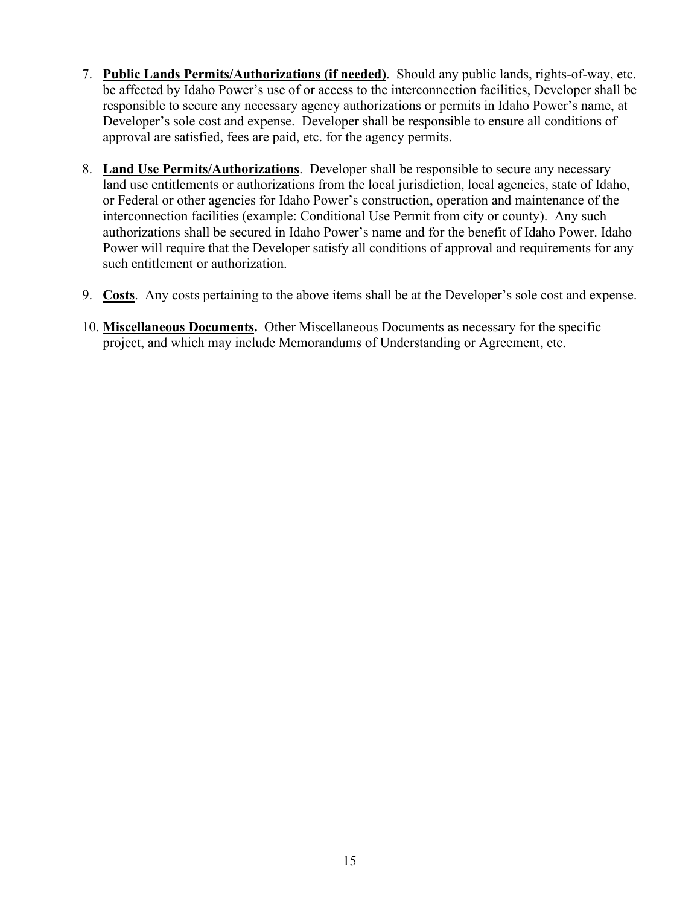7. **Public Lands Permits/Authorizations (if needed)**. Should any public lands, rights-of-way, etc. be affected by Idaho Power's use of or access to the interconnection facilities, Developer shall be responsible to secure any necessary agency authorizations or permits in Idaho Power's name, at Developer's sole cost and expense. Developer shall be responsible to ensure all conditions of approval are satisfied, fees are paid, etc. for the agency permits.

8. **Land Use Permits/Authorizations**. Developer shall be responsible to secure any necessary land use entitlements or authorizations from the local jurisdiction, local agencies, state of Idaho, or Federal or other agencies for Idaho Power's construction, operation and maintenance of the interconnection facilities (example: Conditional Use Permit from city or county). Any such authorizations shall be secured in Idaho Power's name and for the benefit of Idaho Power. Idaho Power will require that the Developer satisfy all conditions of approval and requirements for any such entitlement or authorization.

9. **Costs**. Any costs pertaining to the above items shall be at the Developer's sole cost and expense.

10. **Miscellaneous Documents.** Other Miscellaneous Documents as necessary for the specific project, and which may include Memorandums of Understanding or Agreement, etc.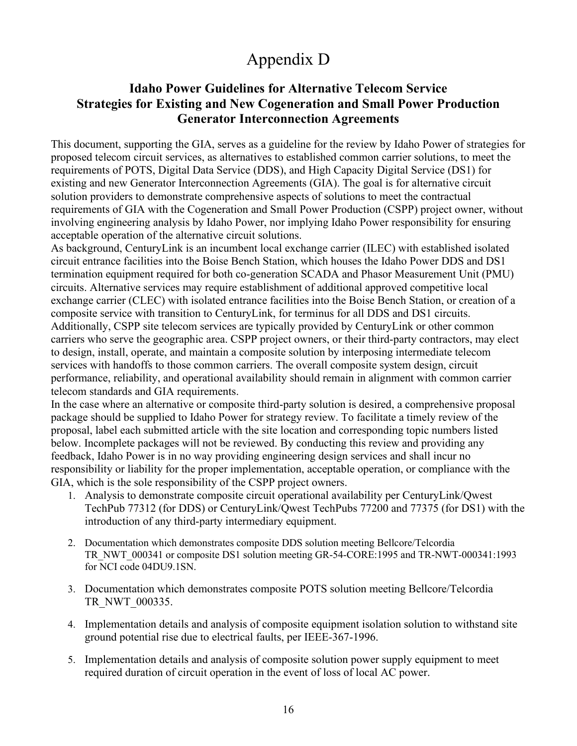# Appendix D

## Idaho Power Guidelines for Alternative Telecom Service Strategies for Existing and New Cogeneration and Small Power Production Generator Interconnection Agreements

This document, supporting the GIA, serves as a guideline for the review by Idaho Power of strategies for proposed telecom circuit services, as alternatives to established common carrier solutions, to meet the requirements of POTS, Digital Data Service (DDS), and High Capacity Digital Service (DS1) for existing and new Generator Interconnection Agreements (GIA). The goal is for alternative circuit solution providers to demonstrate comprehensive aspects of solutions to meet the contractual requirements of GIA with the Cogeneration and Small Power Production (CSPP) project owner, without involving engineering analysis by Idaho Power, nor implying Idaho Power responsibility for ensuring acceptable operation of the alternative circuit solutions.

As background, CenturyLink is an incumbent local exchange carrier (ILEC) with established isolated circuit entrance facilities into the Boise Bench Station, which houses the Idaho Power DDS and DS1 termination equipment required for both co-generation SCADA and Phasor Measurement Unit (PMU) circuits. Alternative services may require establishment of additional approved competitive local exchange carrier (CLEC) with isolated entrance facilities into the Boise Bench Station, or creation of a composite service with transition to CenturyLink, for terminus for all DDS and DS1 circuits. Additionally, CSPP site telecom services are typically provided by CenturyLink or other common carriers who serve the geographic area. CSPP project owners, or their third-party contractors, may elect to design, install, operate, and maintain a composite solution by interposing intermediate telecom services with handoffs to those common carriers. The overall composite system design, circuit performance, reliability, and operational availability should remain in alignment with common carrier telecom standards and GIA requirements.

In the case where an alternative or composite third-party solution is desired, a comprehensive proposal package should be supplied to Idaho Power for strategy review. To facilitate a timely review of the proposal, label each submitted article with the site location and corresponding topic numbers listed below. Incomplete packages will not be reviewed. By conducting this review and providing any feedback, Idaho Power is in no way providing engineering design services and shall incur no responsibility or liability for the proper implementation, acceptable operation, or compliance with the GIA, which is the sole responsibility of the CSPP project owners.

1. Analysis to demonstrate composite circuit operational availability per CenturyLink/Qwest TechPub 77312 (for DDS) or CenturyLink/Qwest TechPubs 77200 and 77375 (for DS1) with the introduction of any third-party intermediary equipment.

2. Documentation which demonstrates composite DDS solution meeting Bellcore/Telcordia TR_NWT_000341 or composite DS1 solution meeting GR-54-CORE:1995 and TR-NWT-000341:1993 for NCI code 04DU9.1SN.

3. Documentation which demonstrates composite POTS solution meeting Bellcore/Telcordia TR_NWT_000335.

4. Implementation details and analysis of composite equipment isolation solution to withstand site ground potential rise due to electrical faults, per IEEE-367-1996.

5. Implementation details and analysis of composite solution power supply equipment to meet required duration of circuit operation in the event of loss of local AC power.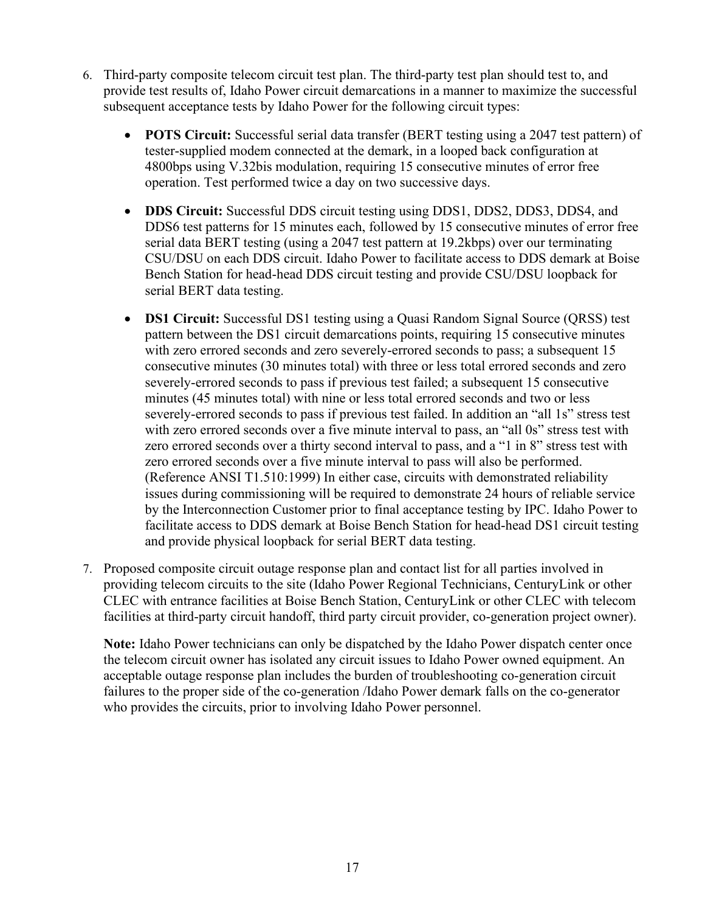6. Third-party composite telecom circuit test plan. The third-party test plan should test to, and provide test results of, Idaho Power circuit demarcations in a manner to maximize the successful subsequent acceptance tests by Idaho Power for the following circuit types:

    - **POTS Circuit:** Successful serial data transfer (BERT testing using a 2047 test pattern) of tester-supplied modem connected at the demark, in a looped back configuration at 4800bps using V.32bis modulation, requiring 15 consecutive minutes of error free operation. Test performed twice a day on two successive days.

    - **DDS Circuit:** Successful DDS circuit testing using DDS1, DDS2, DDS3, DDS4, and DDS6 test patterns for 15 minutes each, followed by 15 consecutive minutes of error free serial data BERT testing (using a 2047 test pattern at 19.2kbps) over our terminating CSU/DSU on each DDS circuit. Idaho Power to facilitate access to DDS demark at Boise Bench Station for head-head DDS circuit testing and provide CSU/DSU loopback for serial BERT data testing.

    - **DS1 Circuit:** Successful DS1 testing using a Quasi Random Signal Source (QRSS) test pattern between the DS1 circuit demarcations points, requiring 15 consecutive minutes with zero errored seconds and zero severely-errored seconds to pass; a subsequent 15 consecutive minutes (30 minutes total) with three or less total errored seconds and zero severely-errored seconds to pass if previous test failed; a subsequent 15 consecutive minutes (45 minutes total) with nine or less total errored seconds and two or less severely-errored seconds to pass if previous test failed. In addition an "all 1s" stress test with zero errored seconds over a five minute interval to pass, an "all 0s" stress test with zero errored seconds over a thirty second interval to pass, and a "1 in 8" stress test with zero errored seconds over a five minute interval to pass will also be performed. (Reference ANSI T1.510:1999) In either case, circuits with demonstrated reliability issues during commissioning will be required to demonstrate 24 hours of reliable service by the Interconnection Customer prior to final acceptance testing by IPC. Idaho Power to facilitate access to DDS demark at Boise Bench Station for head-head DS1 circuit testing and provide physical loopback for serial BERT data testing.

7. Proposed composite circuit outage response plan and contact list for all parties involved in providing telecom circuits to the site (Idaho Power Regional Technicians, CenturyLink or other CLEC with entrance facilities at Boise Bench Station, CenturyLink or other CLEC with telecom facilities at third-party circuit handoff, third party circuit provider, co-generation project owner).

    **Note:** Idaho Power technicians can only be dispatched by the Idaho Power dispatch center once the telecom circuit owner has isolated any circuit issues to Idaho Power owned equipment. An acceptable outage response plan includes the burden of troubleshooting co-generation circuit failures to the proper side of the co-generation /Idaho Power demark falls on the co-generator who provides the circuits, prior to involving Idaho Power personnel.